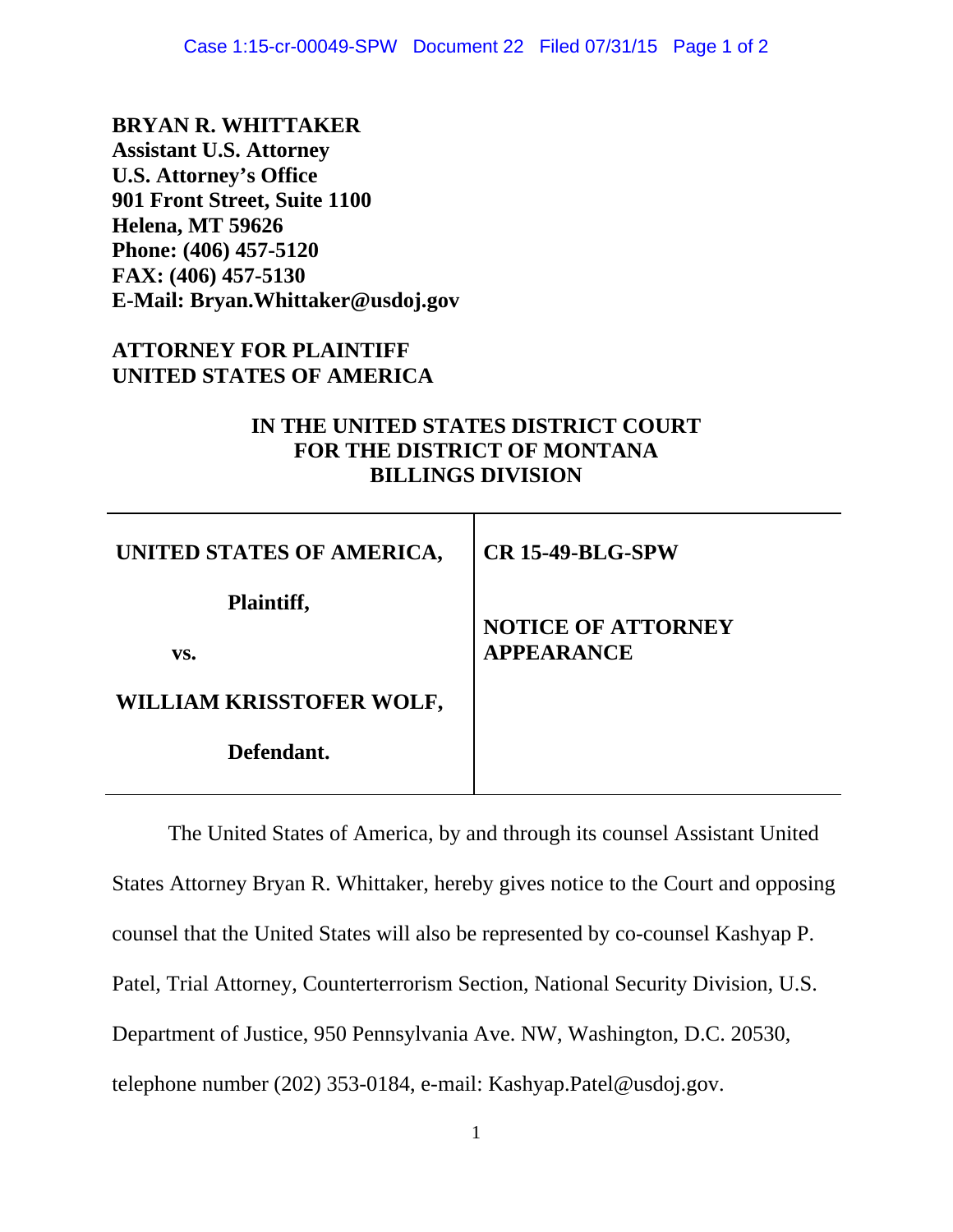**BRYAN R. WHITTAKER**
**Assistant U.S. Attorney**
**U.S. Attorney's Office**
**901 Front Street, Suite 1100**
**Helena, MT 59626**
**Phone: (406) 457-5120**
**FAX: (406) 457-5130**
**E-Mail: Bryan.Whittaker@usdoj.gov**

**ATTORNEY FOR PLAINTIFF**
**UNITED STATES OF AMERICA**

**IN THE UNITED STATES DISTRICT COURT**
**FOR THE DISTRICT OF MONTANA**
**BILLINGS DIVISION**

| | |
|---|---|
| **UNITED STATES OF AMERICA,**<br><br>**Plaintiff,**<br><br>**vs.**<br><br>**WILLIAM KRISSTOFER WOLF,**<br><br>**Defendant.** | **CR 15-49-BLG-SPW**<br><br>**NOTICE OF ATTORNEY APPEARANCE** |

The United States of America, by and through its counsel Assistant United States Attorney Bryan R. Whittaker, hereby gives notice to the Court and opposing counsel that the United States will also be represented by co-counsel Kashyap P. Patel, Trial Attorney, Counterterrorism Section, National Security Division, U.S. Department of Justice, 950 Pennsylvania Ave. NW, Washington, D.C. 20530, telephone number (202) 353-0184, e-mail: Kashyap.Patel@usdoj.gov.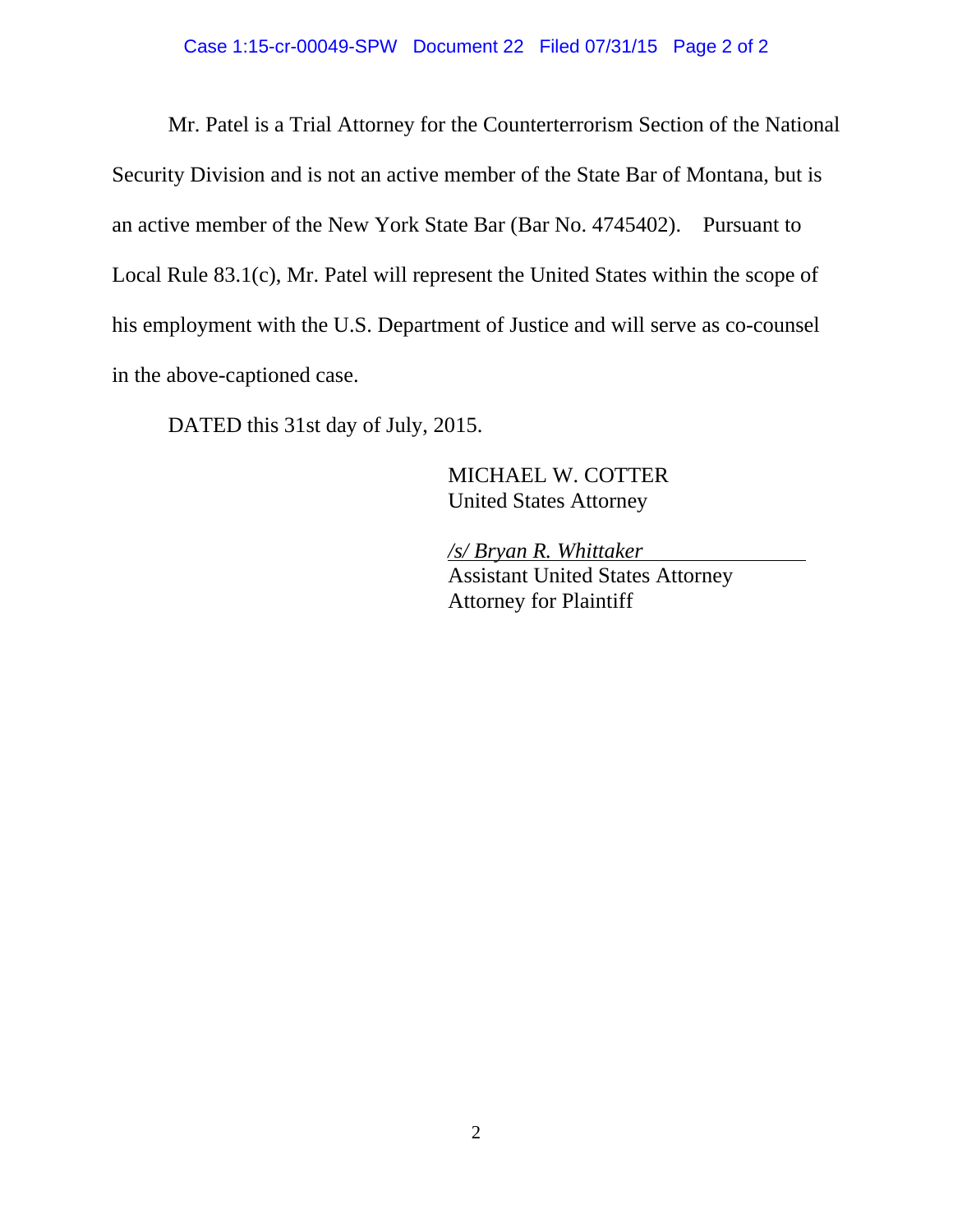Mr. Patel is a Trial Attorney for the Counterterrorism Section of the National Security Division and is not an active member of the State Bar of Montana, but is an active member of the New York State Bar (Bar No. 4745402). Pursuant to Local Rule 83.1(c), Mr. Patel will represent the United States within the scope of his employment with the U.S. Department of Justice and will serve as co-counsel in the above-captioned case.

DATED this 31st day of July, 2015.

MICHAEL W. COTTER
United States Attorney

*/s/ Bryan R. Whittaker*
Assistant United States Attorney
Attorney for Plaintiff